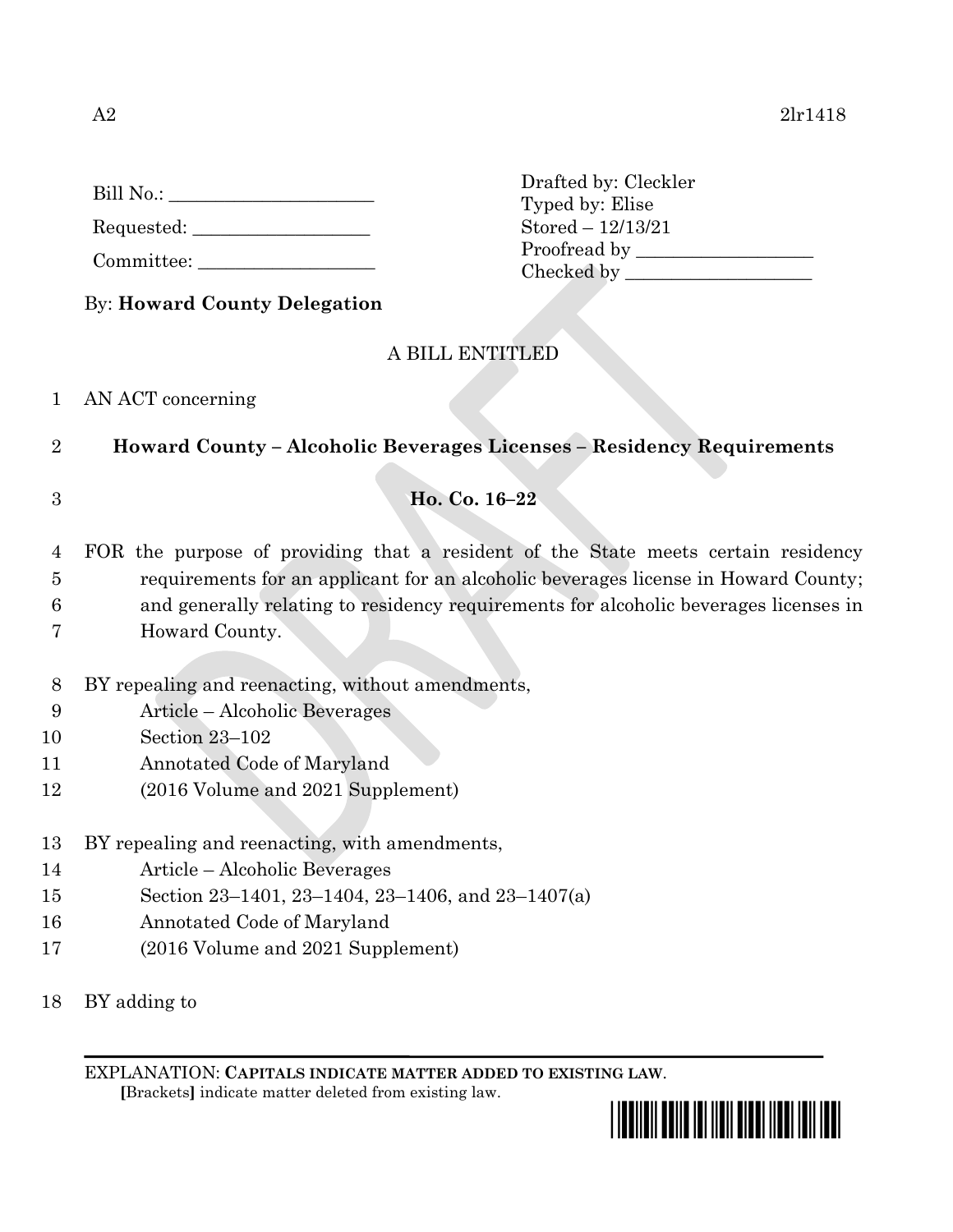A2 2lr1418

Bill No.: ______________________

Requested: ___________________

Committee: ___________________

Drafted by: Cleckler
Typed by: Elise
Stored – 12/13/21
Proofread by ___________________
Checked by ____________________

By: **Howard County Delegation**

A BILL ENTITLED

1 AN ACT concerning

2 **Howard County – Alcoholic Beverages Licenses – Residency Requirements**

3 **Ho. Co. 16–22**

4 FOR the purpose of providing that a resident of the State meets certain residency
5 requirements for an applicant for an alcoholic beverages license in Howard County;
6 and generally relating to residency requirements for alcoholic beverages licenses in
7 Howard County.

8 BY repealing and reenacting, without amendments,
9 Article – Alcoholic Beverages
10 Section 23–102
11 Annotated Code of Maryland
12 (2016 Volume and 2021 Supplement)

13 BY repealing and reenacting, with amendments,
14 Article – Alcoholic Beverages
15 Section 23–1401, 23–1404, 23–1406, and 23–1407(a)
16 Annotated Code of Maryland
17 (2016 Volume and 2021 Supplement)

18 BY adding to

EXPLANATION: **CAPITALS INDICATE MATTER ADDED TO EXISTING LAW**.
**[**Brackets**]** indicate matter deleted from existing law.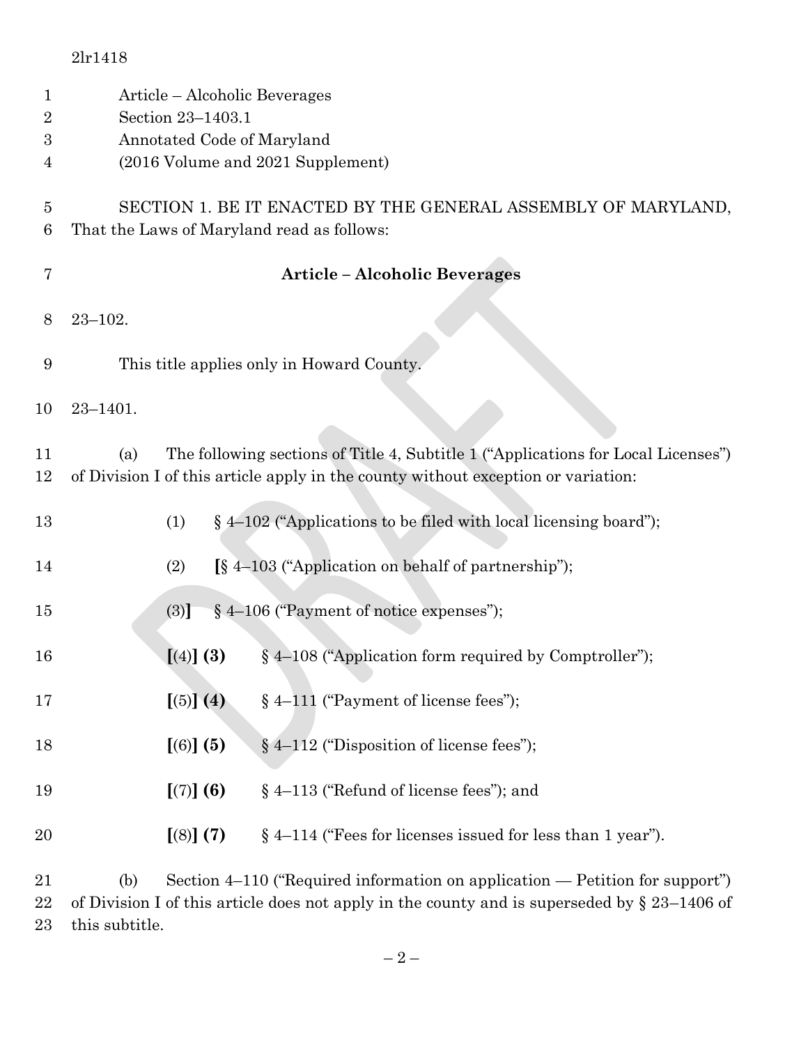2lr1418

Article – Alcoholic Beverages
Section 23–1403.1
Annotated Code of Maryland
(2016 Volume and 2021 Supplement)

SECTION 1. BE IT ENACTED BY THE GENERAL ASSEMBLY OF MARYLAND, That the Laws of Maryland read as follows:

**Article – Alcoholic Beverages**

23–102.

This title applies only in Howard County.

23–1401.

(a) The following sections of Title 4, Subtitle 1 ("Applications for Local Licenses") of Division I of this article apply in the county without exception or variation:

(1) § 4–102 ("Applications to be filed with local licensing board");

(2) **[**§ 4–103 ("Application on behalf of partnership");

(3)**]** § 4–106 ("Payment of notice expenses");

**[**(4)**] (3)** § 4–108 ("Application form required by Comptroller");

**[**(5)**] (4)** § 4–111 ("Payment of license fees");

**[**(6)**] (5)** § 4–112 ("Disposition of license fees");

**[**(7)**] (6)** § 4–113 ("Refund of license fees"); and

**[**(8)**] (7)** § 4–114 ("Fees for licenses issued for less than 1 year").

(b) Section 4–110 ("Required information on application — Petition for support") of Division I of this article does not apply in the county and is superseded by § 23–1406 of this subtitle.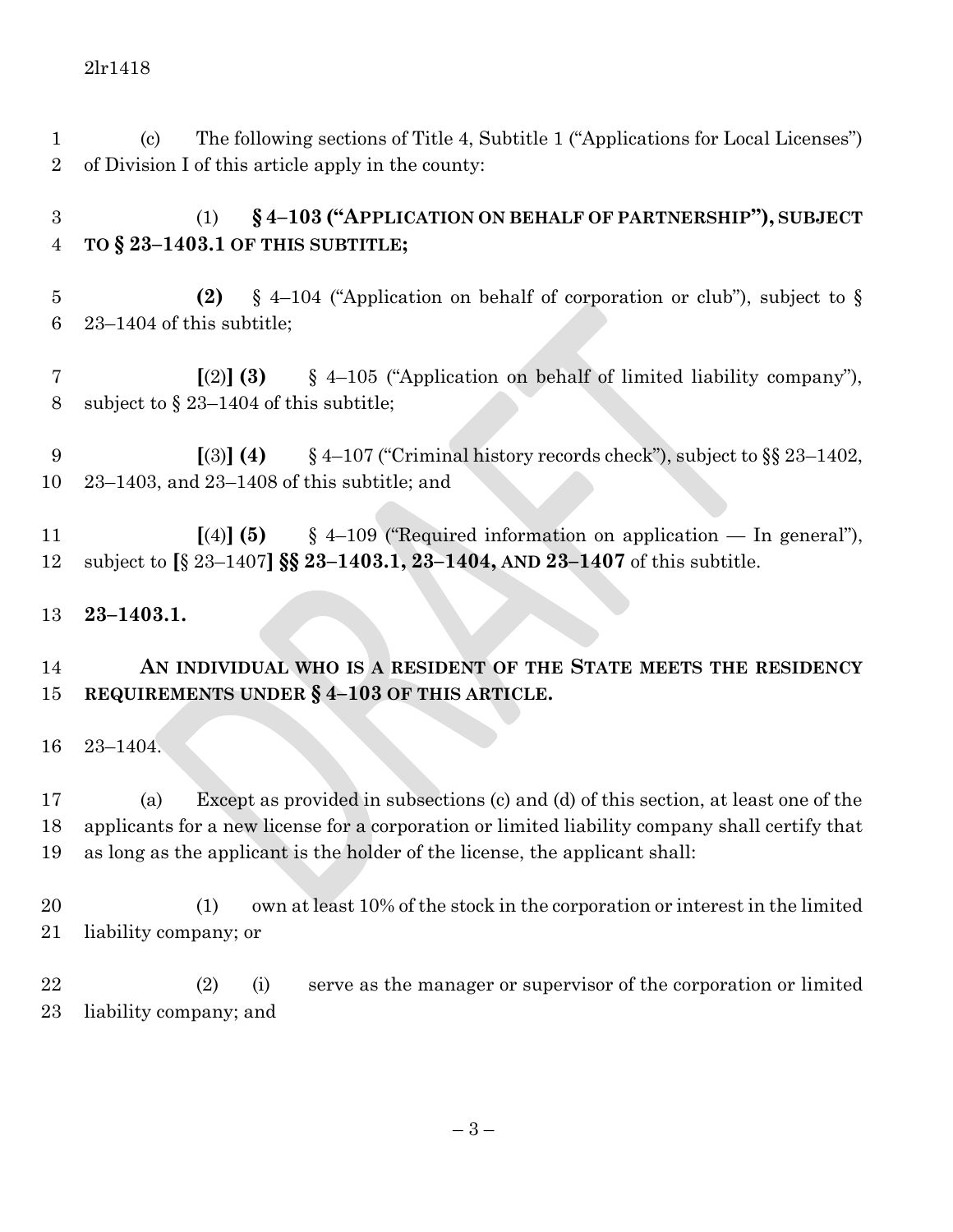(c) The following sections of Title 4, Subtitle 1 ("Applications for Local Licenses") of Division I of this article apply in the county:

(1) **§ 4–103 ("APPLICATION ON BEHALF OF PARTNERSHIP"), SUBJECT TO § 23–1403.1 OF THIS SUBTITLE;**

**(2)** § 4–104 ("Application on behalf of corporation or club"), subject to § 23–1404 of this subtitle;

**[**(2)**] (3)** § 4–105 ("Application on behalf of limited liability company"), subject to § 23–1404 of this subtitle;

**[**(3)**] (4)** § 4–107 ("Criminal history records check"), subject to §§ 23–1402, 23–1403, and 23–1408 of this subtitle; and

**[**(4)**] (5)** § 4–109 ("Required information on application — In general"), subject to **[**§ 23–1407**] §§ 23–1403.1, 23–1404, AND 23–1407** of this subtitle.

**23–1403.1.**

**AN INDIVIDUAL WHO IS A RESIDENT OF THE STATE MEETS THE RESIDENCY REQUIREMENTS UNDER § 4–103 OF THIS ARTICLE.**

23–1404.

(a) Except as provided in subsections (c) and (d) of this section, at least one of the applicants for a new license for a corporation or limited liability company shall certify that as long as the applicant is the holder of the license, the applicant shall:

(1) own at least 10% of the stock in the corporation or interest in the limited liability company; or

(2) (i) serve as the manager or supervisor of the corporation or limited liability company; and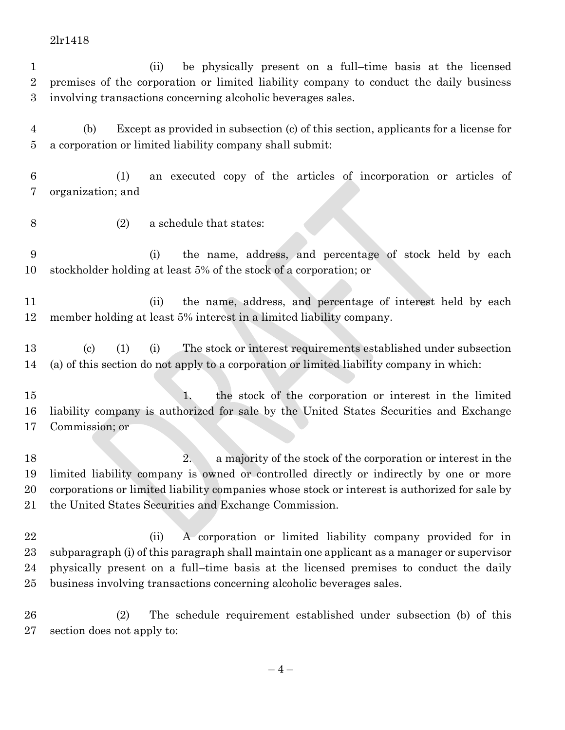(ii) be physically present on a full–time basis at the licensed premises of the corporation or limited liability company to conduct the daily business involving transactions concerning alcoholic beverages sales.

(b) Except as provided in subsection (c) of this section, applicants for a license for a corporation or limited liability company shall submit:

(1) an executed copy of the articles of incorporation or articles of organization; and

(2) a schedule that states:

(i) the name, address, and percentage of stock held by each stockholder holding at least 5% of the stock of a corporation; or

(ii) the name, address, and percentage of interest held by each member holding at least 5% interest in a limited liability company.

(c) (1) (i) The stock or interest requirements established under subsection (a) of this section do not apply to a corporation or limited liability company in which:

1. the stock of the corporation or interest in the limited liability company is authorized for sale by the United States Securities and Exchange Commission; or

2. a majority of the stock of the corporation or interest in the limited liability company is owned or controlled directly or indirectly by one or more corporations or limited liability companies whose stock or interest is authorized for sale by the United States Securities and Exchange Commission.

(ii) A corporation or limited liability company provided for in subparagraph (i) of this paragraph shall maintain one applicant as a manager or supervisor physically present on a full–time basis at the licensed premises to conduct the daily business involving transactions concerning alcoholic beverages sales.

(2) The schedule requirement established under subsection (b) of this section does not apply to: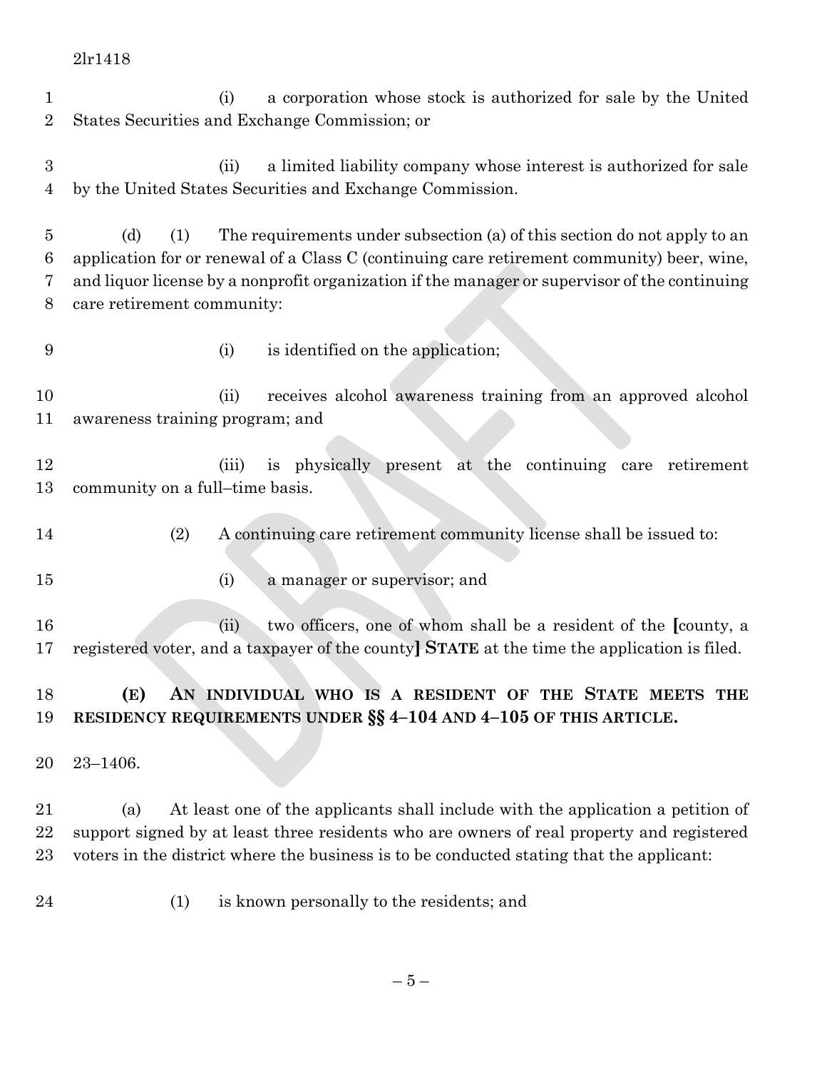(i) a corporation whose stock is authorized for sale by the United States Securities and Exchange Commission; or

(ii) a limited liability company whose interest is authorized for sale by the United States Securities and Exchange Commission.

(d) (1) The requirements under subsection (a) of this section do not apply to an application for or renewal of a Class C (continuing care retirement community) beer, wine, and liquor license by a nonprofit organization if the manager or supervisor of the continuing care retirement community:

(i) is identified on the application;

(ii) receives alcohol awareness training from an approved alcohol awareness training program; and

(iii) is physically present at the continuing care retirement community on a full–time basis.

(2) A continuing care retirement community license shall be issued to:

(i) a manager or supervisor; and

(ii) two officers, one of whom shall be a resident of the **[**county, a registered voter, and a taxpayer of the county**]** **STATE** at the time the application is filed.

**(E) AN INDIVIDUAL WHO IS A RESIDENT OF THE STATE MEETS THE RESIDENCY REQUIREMENTS UNDER §§ 4–104 AND 4–105 OF THIS ARTICLE.**

23–1406.

(a) At least one of the applicants shall include with the application a petition of support signed by at least three residents who are owners of real property and registered voters in the district where the business is to be conducted stating that the applicant:

(1) is known personally to the residents; and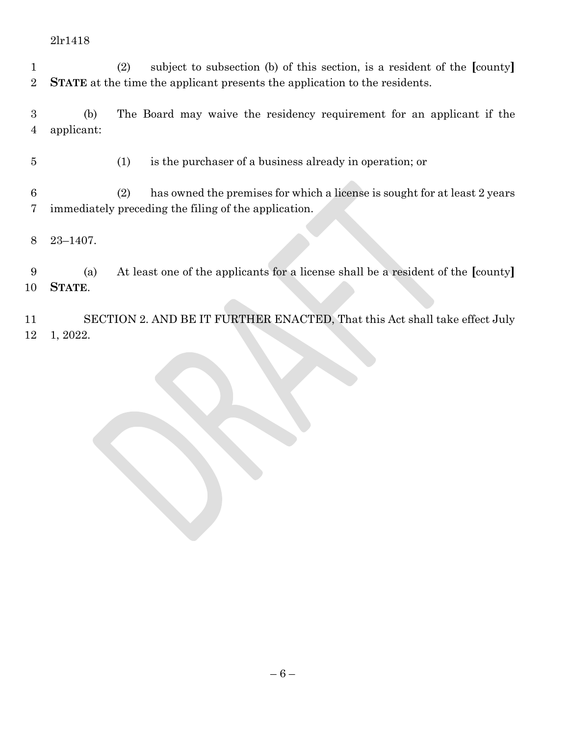(2) subject to subsection (b) of this section, is a resident of the [county] **STATE** at the time the applicant presents the application to the residents.

(b) The Board may waive the residency requirement for an applicant if the applicant:

(1) is the purchaser of a business already in operation; or

(2) has owned the premises for which a license is sought for at least 2 years immediately preceding the filing of the application.

23–1407.

(a) At least one of the applicants for a license shall be a resident of the [county] **STATE**.

SECTION 2. AND BE IT FURTHER ENACTED, That this Act shall take effect July 1, 2022.